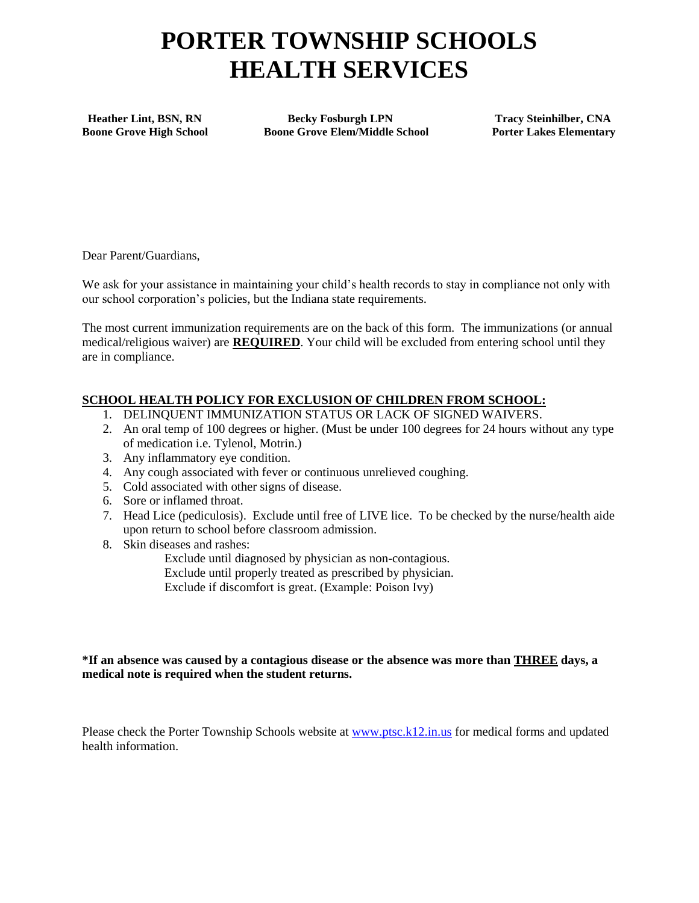# PORTER TOWNSHIP SCHOOLS
# HEALTH SERVICES

| Heather Lint, BSN, RN | Becky Fosburgh LPN | Tracy Steinhilber, CNA |
|---|---|---|
| Boone Grove High School | Boone Grove Elem/Middle School | Porter Lakes Elementary |

Dear Parent/Guardians,

We ask for your assistance in maintaining your child's health records to stay in compliance not only with our school corporation's policies, but the Indiana state requirements.

The most current immunization requirements are on the back of this form. The immunizations (or annual medical/religious waiver) are **REQUIRED**. Your child will be excluded from entering school until they are in compliance.

## SCHOOL HEALTH POLICY FOR EXCLUSION OF CHILDREN FROM SCHOOL:

1. DELINQUENT IMMUNIZATION STATUS OR LACK OF SIGNED WAIVERS.
2. An oral temp of 100 degrees or higher. (Must be under 100 degrees for 24 hours without any type of medication i.e. Tylenol, Motrin.)
3. Any inflammatory eye condition.
4. Any cough associated with fever or continuous unrelieved coughing.
5. Cold associated with other signs of disease.
6. Sore or inflamed throat.
7. Head Lice (pediculosis). Exclude until free of LIVE lice. To be checked by the nurse/health aide upon return to school before classroom admission.
8. Skin diseases and rashes:
   - Exclude until diagnosed by physician as non-contagious.
   - Exclude until properly treated as prescribed by physician.
   - Exclude if discomfort is great. (Example: Poison Ivy)

**\*If an absence was caused by a contagious disease or the absence was more than THREE days, a medical note is required when the student returns.**

Please check the Porter Township Schools website at www.ptsc.k12.in.us for medical forms and updated health information.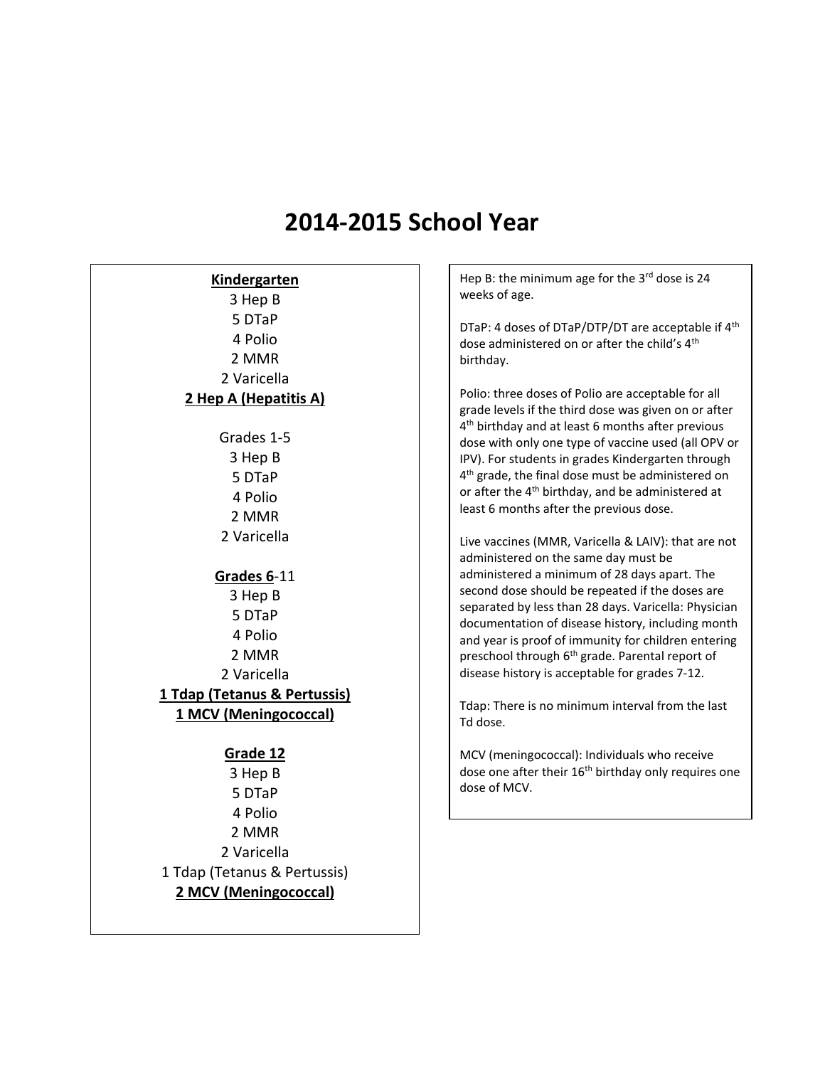# 2014-2015 School Year

**Kindergarten**

3 Hep B
5 DTaP
4 Polio
2 MMR
2 Varicella
**2 Hep A (Hepatitis A)**

Grades 1-5

3 Hep B
5 DTaP
4 Polio
2 MMR
2 Varicella

**Grades 6**-11

3 Hep B
5 DTaP
4 Polio
2 MMR
2 Varicella
**1 Tdap (Tetanus & Pertussis)**
**1 MCV (Meningococcal)**

**Grade 12**

3 Hep B
5 DTaP
4 Polio
2 MMR
2 Varicella
1 Tdap (Tetanus & Pertussis)
**2 MCV (Meningococcal)**

Hep B: the minimum age for the 3rd dose is 24 weeks of age.

DTaP: 4 doses of DTaP/DTP/DT are acceptable if 4th dose administered on or after the child's 4th birthday.

Polio: three doses of Polio are acceptable for all grade levels if the third dose was given on or after 4th birthday and at least 6 months after previous dose with only one type of vaccine used (all OPV or IPV). For students in grades Kindergarten through 4th grade, the final dose must be administered on or after the 4th birthday, and be administered at least 6 months after the previous dose.

Live vaccines (MMR, Varicella & LAIV): that are not administered on the same day must be administered a minimum of 28 days apart. The second dose should be repeated if the doses are separated by less than 28 days. Varicella: Physician documentation of disease history, including month and year is proof of immunity for children entering preschool through 6th grade. Parental report of disease history is acceptable for grades 7-12.

Tdap: There is no minimum interval from the last Td dose.

MCV (meningococcal): Individuals who receive dose one after their 16th birthday only requires one dose of MCV.